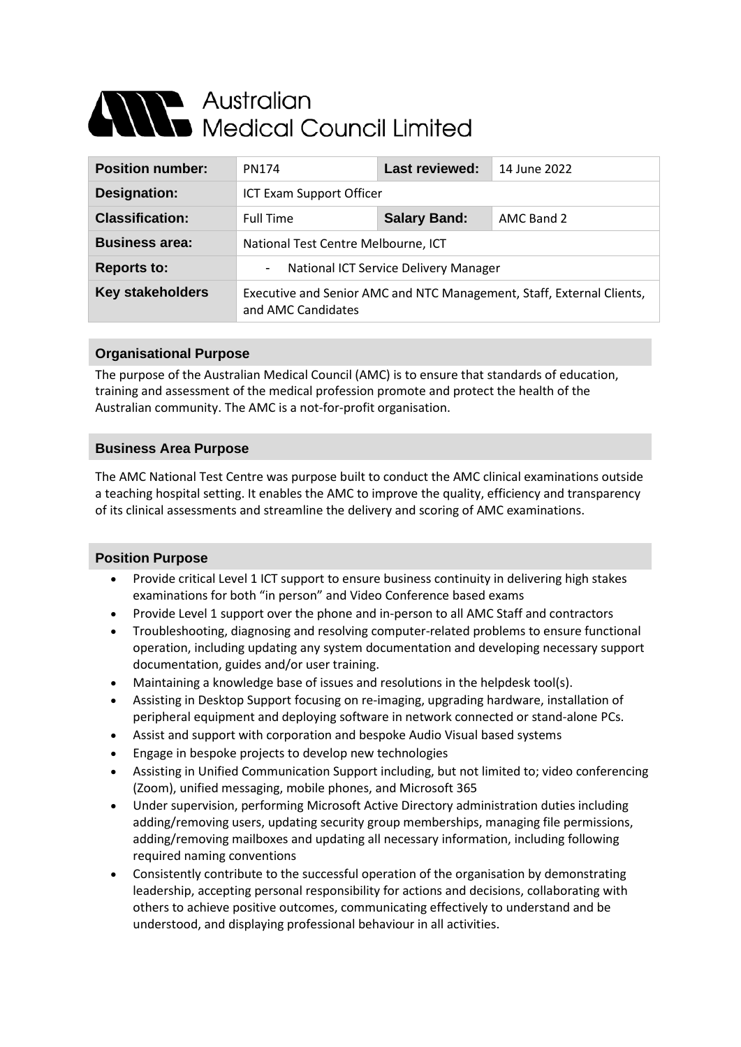# Australian Medical Council Limited

| **Position number:** | PN174 | **Last reviewed:** | 14 June 2022 |
|---|---|---|---|
| **Designation:** | ICT Exam Support Officer | | |
| **Classification:** | Full Time | **Salary Band:** | AMC Band 2 |
| **Business area:** | National Test Centre Melbourne, ICT | | |
| **Reports to:** | - National ICT Service Delivery Manager | | |
| **Key stakeholders** | Executive and Senior AMC and NTC Management, Staff, External Clients, and AMC Candidates | | |

## Organisational Purpose

The purpose of the Australian Medical Council (AMC) is to ensure that standards of education, training and assessment of the medical profession promote and protect the health of the Australian community. The AMC is a not-for-profit organisation.

## Business Area Purpose

The AMC National Test Centre was purpose built to conduct the AMC clinical examinations outside a teaching hospital setting. It enables the AMC to improve the quality, efficiency and transparency of its clinical assessments and streamline the delivery and scoring of AMC examinations.

## Position Purpose

- Provide critical Level 1 ICT support to ensure business continuity in delivering high stakes examinations for both "in person" and Video Conference based exams
- Provide Level 1 support over the phone and in-person to all AMC Staff and contractors
- Troubleshooting, diagnosing and resolving computer-related problems to ensure functional operation, including updating any system documentation and developing necessary support documentation, guides and/or user training.
- Maintaining a knowledge base of issues and resolutions in the helpdesk tool(s).
- Assisting in Desktop Support focusing on re-imaging, upgrading hardware, installation of peripheral equipment and deploying software in network connected or stand-alone PCs.
- Assist and support with corporation and bespoke Audio Visual based systems
- Engage in bespoke projects to develop new technologies
- Assisting in Unified Communication Support including, but not limited to; video conferencing (Zoom), unified messaging, mobile phones, and Microsoft 365
- Under supervision, performing Microsoft Active Directory administration duties including adding/removing users, updating security group memberships, managing file permissions, adding/removing mailboxes and updating all necessary information, including following required naming conventions
- Consistently contribute to the successful operation of the organisation by demonstrating leadership, accepting personal responsibility for actions and decisions, collaborating with others to achieve positive outcomes, communicating effectively to understand and be understood, and displaying professional behaviour in all activities.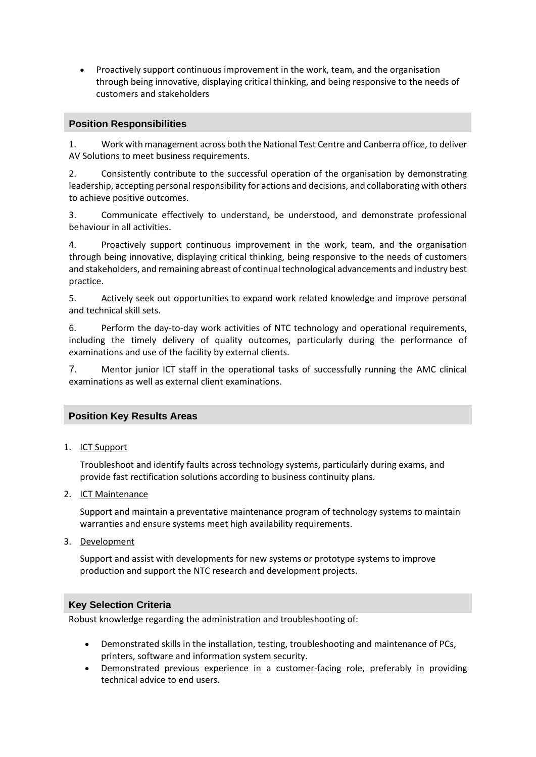- Proactively support continuous improvement in the work, team, and the organisation through being innovative, displaying critical thinking, and being responsive to the needs of customers and stakeholders

## Position Responsibilities

1. Work with management across both the National Test Centre and Canberra office, to deliver AV Solutions to meet business requirements.

2. Consistently contribute to the successful operation of the organisation by demonstrating leadership, accepting personal responsibility for actions and decisions, and collaborating with others to achieve positive outcomes.

3. Communicate effectively to understand, be understood, and demonstrate professional behaviour in all activities.

4. Proactively support continuous improvement in the work, team, and the organisation through being innovative, displaying critical thinking, being responsive to the needs of customers and stakeholders, and remaining abreast of continual technological advancements and industry best practice.

5. Actively seek out opportunities to expand work related knowledge and improve personal and technical skill sets.

6. Perform the day-to-day work activities of NTC technology and operational requirements, including the timely delivery of quality outcomes, particularly during the performance of examinations and use of the facility by external clients.

7. Mentor junior ICT staff in the operational tasks of successfully running the AMC clinical examinations as well as external client examinations.

## Position Key Results Areas

1. ICT Support

   Troubleshoot and identify faults across technology systems, particularly during exams, and provide fast rectification solutions according to business continuity plans.

2. ICT Maintenance

   Support and maintain a preventative maintenance program of technology systems to maintain warranties and ensure systems meet high availability requirements.

3. Development

   Support and assist with developments for new systems or prototype systems to improve production and support the NTC research and development projects.

## Key Selection Criteria

Robust knowledge regarding the administration and troubleshooting of:

- Demonstrated skills in the installation, testing, troubleshooting and maintenance of PCs, printers, software and information system security.
- Demonstrated previous experience in a customer-facing role, preferably in providing technical advice to end users.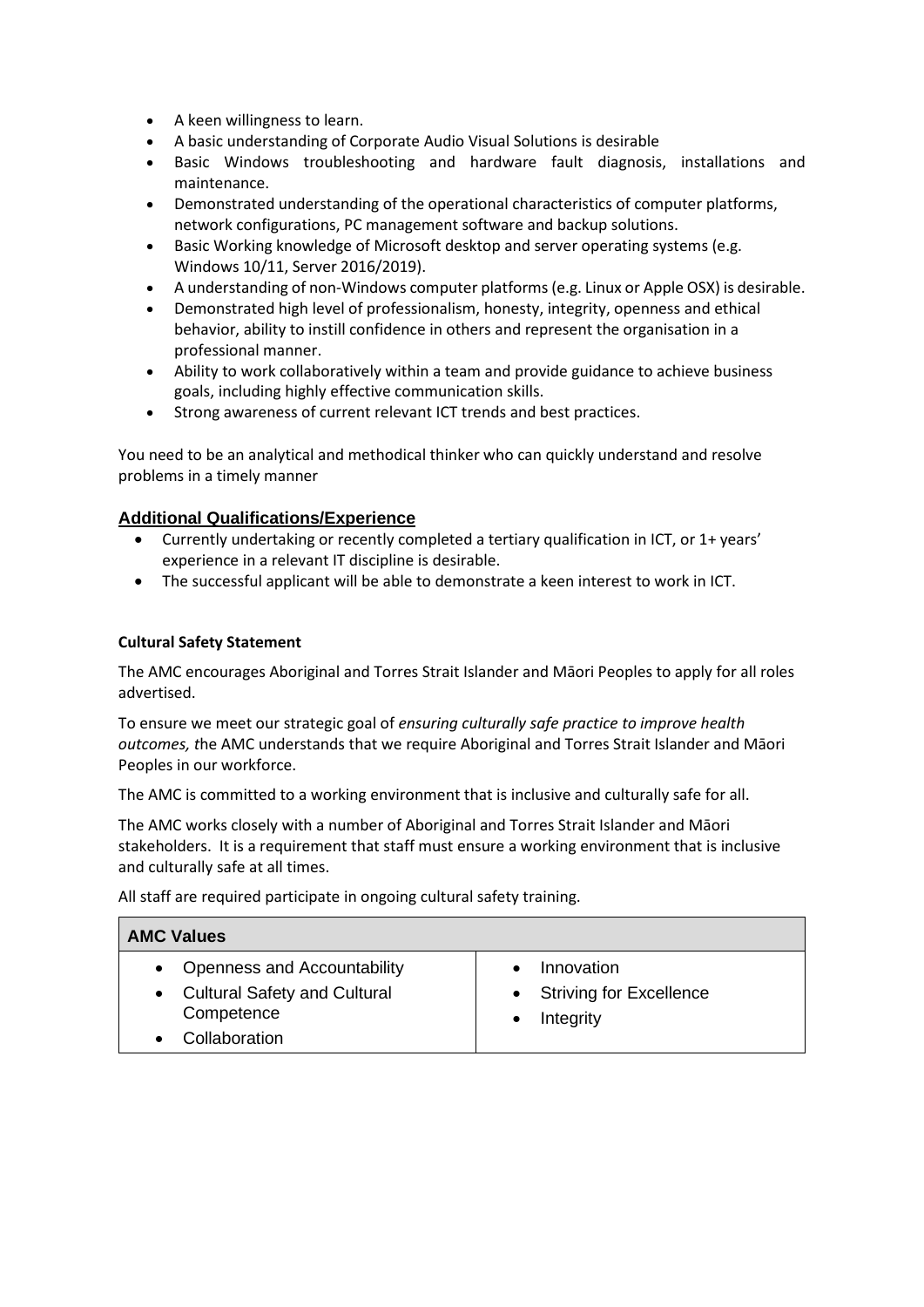- A keen willingness to learn.
- A basic understanding of Corporate Audio Visual Solutions is desirable
- Basic Windows troubleshooting and hardware fault diagnosis, installations and maintenance.
- Demonstrated understanding of the operational characteristics of computer platforms, network configurations, PC management software and backup solutions.
- Basic Working knowledge of Microsoft desktop and server operating systems (e.g. Windows 10/11, Server 2016/2019).
- A understanding of non-Windows computer platforms (e.g. Linux or Apple OSX) is desirable.
- Demonstrated high level of professionalism, honesty, integrity, openness and ethical behavior, ability to instill confidence in others and represent the organisation in a professional manner.
- Ability to work collaboratively within a team and provide guidance to achieve business goals, including highly effective communication skills.
- Strong awareness of current relevant ICT trends and best practices.

You need to be an analytical and methodical thinker who can quickly understand and resolve problems in a timely manner

## Additional Qualifications/Experience

- Currently undertaking or recently completed a tertiary qualification in ICT, or 1+ years' experience in a relevant IT discipline is desirable.
- The successful applicant will be able to demonstrate a keen interest to work in ICT.

**Cultural Safety Statement**

The AMC encourages Aboriginal and Torres Strait Islander and Māori Peoples to apply for all roles advertised.

To ensure we meet our strategic goal of *ensuring culturally safe practice to improve health outcomes, t*he AMC understands that we require Aboriginal and Torres Strait Islander and Māori Peoples in our workforce.

The AMC is committed to a working environment that is inclusive and culturally safe for all.

The AMC works closely with a number of Aboriginal and Torres Strait Islander and Māori stakeholders. It is a requirement that staff must ensure a working environment that is inclusive and culturally safe at all times.

All staff are required participate in ongoing cultural safety training.

| **AMC Values** | |
|---|---|
| • Openness and Accountability<br>• Cultural Safety and Cultural Competence<br>• Collaboration | • Innovation<br>• Striving for Excellence<br>• Integrity |